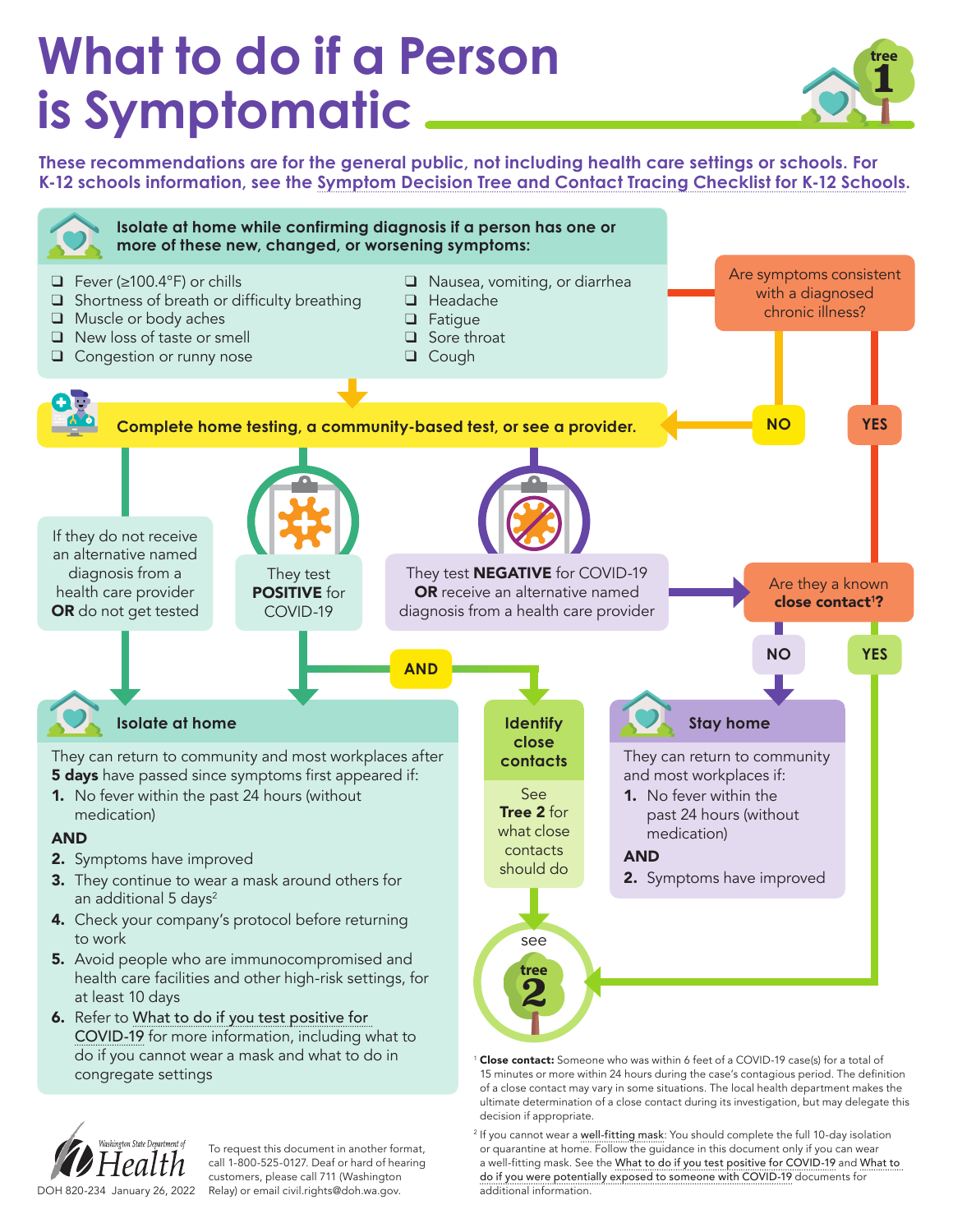# What to do if a Person is Symptomatic

tree 1

**These recommendations are for the general public, not including health care settings or schools. For K-12 schools information, see the Symptom Decision Tree and Contact Tracing Checklist for K-12 Schools.**

**Isolate at home while confirming diagnosis if a person has one or more of these new, changed, or worsening symptoms:**

- ❑ Fever (≥100.4°F) or chills
- ❑ Shortness of breath or difficulty breathing
- ❑ Muscle or body aches
- ❑ New loss of taste or smell
- ❑ Congestion or runny nose
- ❑ Nausea, vomiting, or diarrhea
- ❑ Headache
- ❑ Fatigue
- ❑ Sore throat
- ❑ Cough

Are symptoms consistent with a diagnosed chronic illness?

- **NO** → Complete home testing, a community-based test, or see a provider.
- **YES** → see tree 2

**Complete home testing, a community-based test, or see a provider.**

- If they do not receive an alternative named diagnosis from a health care provider **OR** do not get tested → Isolate at home
- They test **POSITIVE** for COVID-19 → Isolate at home **AND** Identify close contacts
- They test **NEGATIVE** for COVID-19 **OR** receive an alternative named diagnosis from a health care provider → Are they a known **close contact**[1]**?**
  - **NO** → Stay home
  - **YES** → see tree 2

## Isolate at home

They can return to community and most workplaces after **5 days** have passed since symptoms first appeared if:

1. No fever within the past 24 hours (without medication)

**AND**

2. Symptoms have improved
3. They continue to wear a mask around others for an additional 5 days[2]
4. Check your company's protocol before returning to work
5. Avoid people who are immunocompromised and health care facilities and other high-risk settings, for at least 10 days
6. Refer to What to do if you test positive for COVID-19 for more information, including what to do if you cannot wear a mask and what to do in congregate settings

## Identify close contacts

See **Tree 2** for what close contacts should do

see tree 2

## Stay home

They can return to community and most workplaces if:

1. No fever within the past 24 hours (without medication)

**AND**

2. Symptoms have improved

[1] **Close contact:** Someone who was within 6 feet of a COVID-19 case(s) for a total of 15 minutes or more within 24 hours during the case's contagious period. The definition of a close contact may vary in some situations. The local health department makes the ultimate determination of a close contact during its investigation, but may delegate this decision if appropriate.

[2] If you cannot wear a well-fitting mask: You should complete the full 10-day isolation or quarantine at home. Follow the guidance in this document only if you can wear a well-fitting mask. See the What to do if you test positive for COVID-19 and What to do if you were potentially exposed to someone with COVID-19 documents for additional information.

Washington State Department of Health

DOH 820-234 January 26, 2022

To request this document in another format, call 1-800-525-0127. Deaf or hard of hearing customers, please call 711 (Washington Relay) or email civil.rights@doh.wa.gov.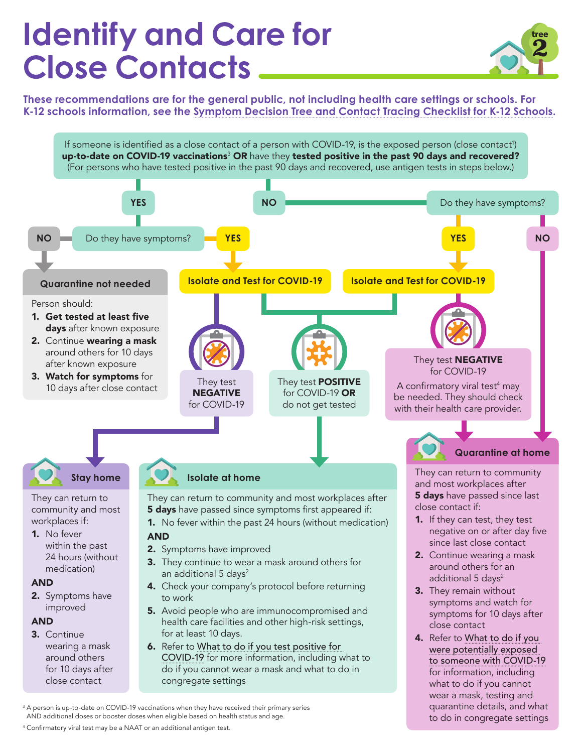# Identify and Care for Close Contacts

**These recommendations are for the general public, not including health care settings or schools. For K-12 schools information, see the Symptom Decision Tree and Contact Tracing Checklist for K-12 Schools.**

If someone is identified as a close contact of a person with COVID-19, is the exposed person (close contact[1]) **up-to-date on COVID-19 vaccinations**[3] **OR** have they **tested positive in the past 90 days and recovered?** (For persons who have tested positive in the past 90 days and recovered, use antigen tests in steps below.)

**YES** → Do they have symptoms?

- **NO** → **Quarantine not needed**
- **YES** → **Isolate and Test for COVID-19**

**NO** → Do they have symptoms?

- **YES** → **Isolate and Test for COVID-19**
- **NO** → **Quarantine at home**

---

### Quarantine not needed

Person should:

1. **Get tested at least five days** after known exposure
2. Continue **wearing a mask** around others for 10 days after known exposure
3. **Watch for symptoms** for 10 days after close contact

---

They test **NEGATIVE** for COVID-19 → **Stay home**

They test **POSITIVE** for COVID-19 **OR** do not get tested → **Isolate at home**

They test **NEGATIVE** for COVID-19. A confirmatory viral test[4] may be needed. They should check with their health care provider. → **Quarantine at home**

---

### Stay home

They can return to community and most workplaces if:

1. No fever within the past 24 hours (without medication)

**AND**

2. Symptoms have improved

**AND**

3. Continue wearing a mask around others for 10 days after close contact

---

### Isolate at home

They can return to community and most workplaces after **5 days** have passed since symptoms first appeared if:

1. No fever within the past 24 hours (without medication)

**AND**

2. Symptoms have improved
3. They continue to wear a mask around others for an additional 5 days[2]
4. Check your company's protocol before returning to work
5. Avoid people who are immunocompromised and health care facilities and other high-risk settings, for at least 10 days.
6. Refer to What to do if you test positive for COVID-19 for more information, including what to do if you cannot wear a mask and what to do in congregate settings

---

### Quarantine at home

They can return to community and most workplaces after **5 days** have passed since last close contact if:

1. If they can test, they test negative on or after day five since last close contact
2. Continue wearing a mask around others for an additional 5 days[2]
3. They remain without symptoms and watch for symptoms for 10 days after close contact
4. Refer to What to do if you were potentially exposed to someone with COVID-19 for information, including what to do if you cannot wear a mask, testing and quarantine details, and what to do in congregate settings

---

[3] A person is up-to-date on COVID-19 vaccinations when they have received their primary series AND additional doses or booster doses when eligible based on health status and age.

[4] Confirmatory viral test may be a NAAT or an additional antigen test.